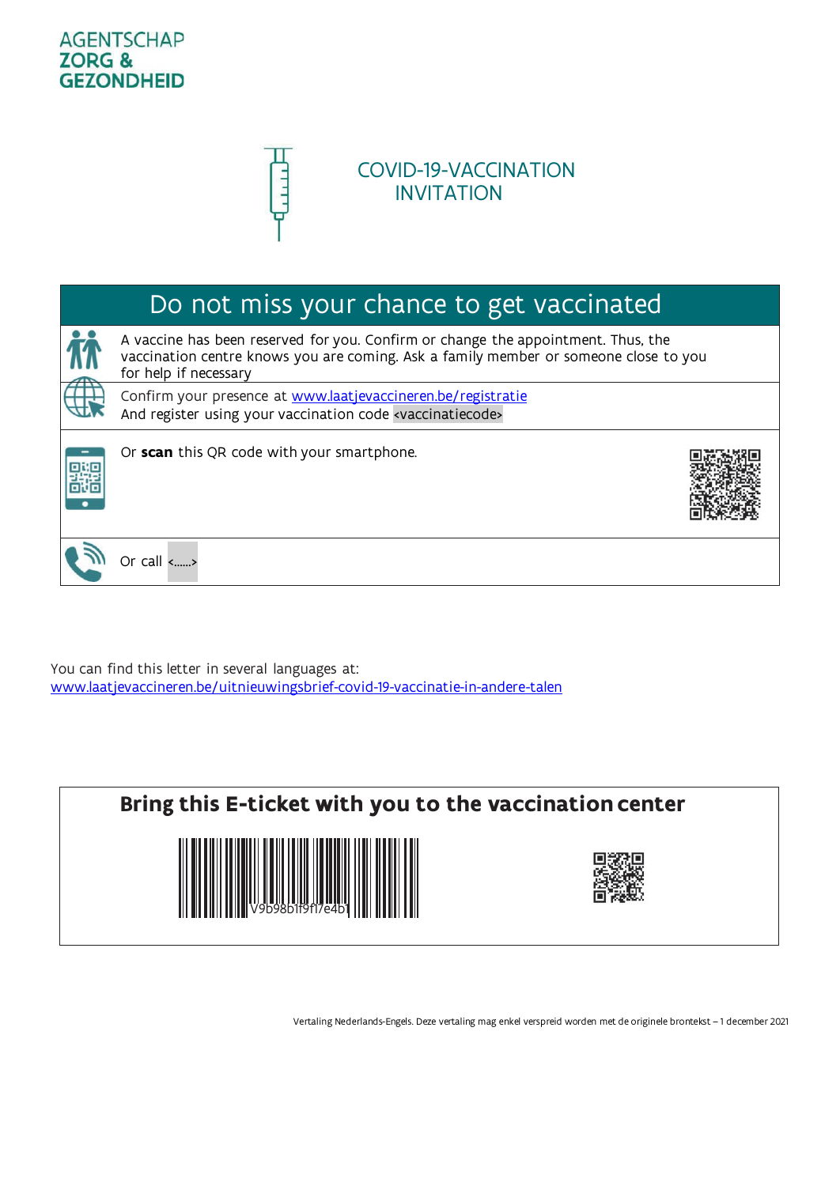AGENTSCHAP
ZORG &
GEZONDHEID

# COVID-19-VACCINATION INVITATION

## Do not miss your chance to get vaccinated

A vaccine has been reserved for you. Confirm or change the appointment. Thus, the vaccination centre knows you are coming. Ask a family member or someone close to you for help if necessary

Confirm your presence at www.laatjevaccineren.be/registratie
And register using your vaccination code <vaccinatiecode>

Or **scan** this QR code with your smartphone.

Or call <......>

You can find this letter in several languages at:
www.laatjevaccineren.be/uitnieuwingsbrief-covid-19-vaccinatie-in-andere-talen

**Bring this E-ticket with you to the vaccination center**

V9b98b1f9f1/e4b1

Vertaling Nederlands-Engels. Deze vertaling mag enkel verspreid worden met de originele brontekst – 1 december 2021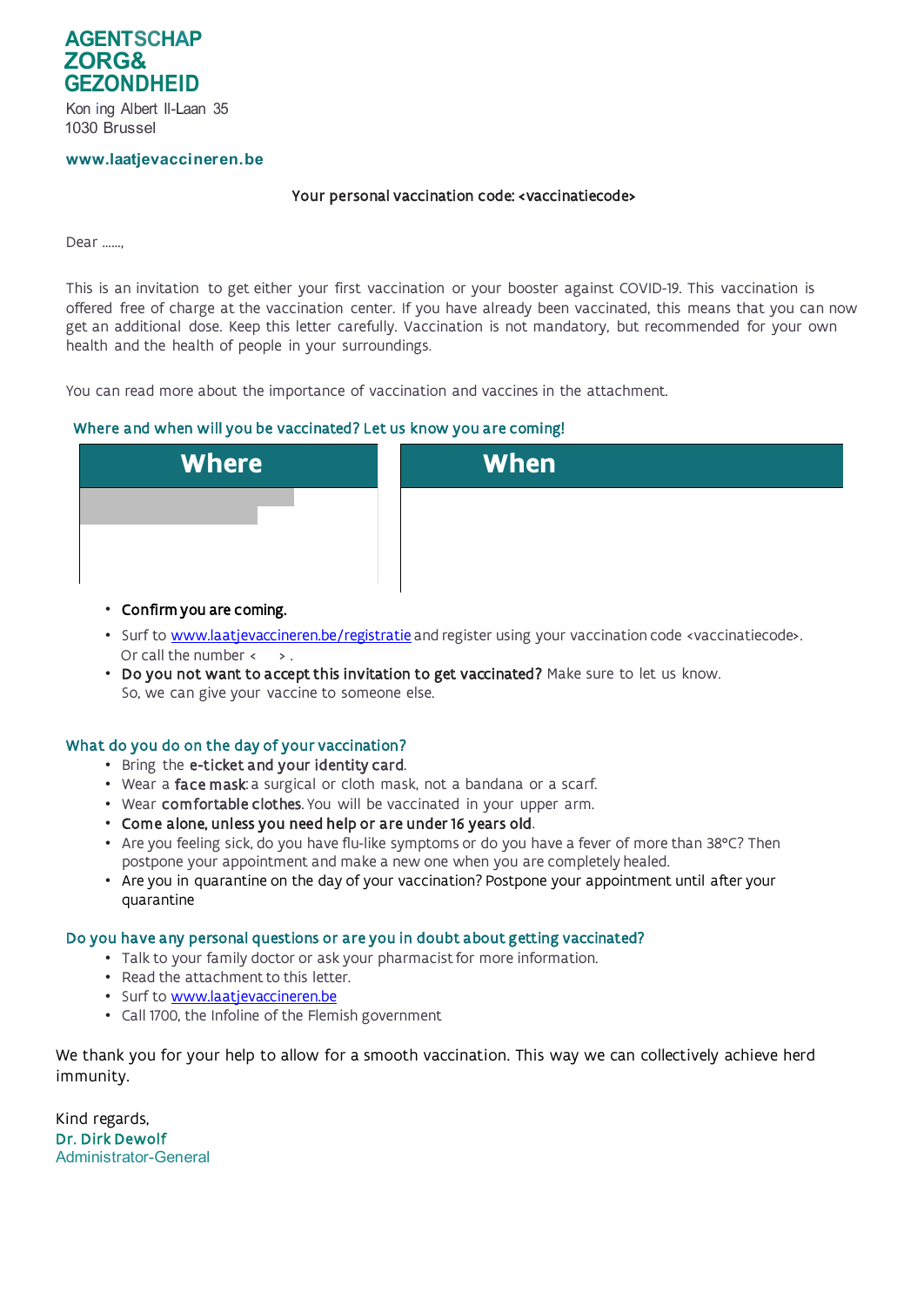**AGENTSCHAP ZORG& GEZONDHEID**

Kon ing Albert II-Laan 35
1030 Brussel

**www.laatjevaccineren.be**

Your personal vaccination code: <vaccinatiecode>

Dear ......,

This is an invitation to get either your first vaccination or your booster against COVID-19. This vaccination is offered free of charge at the vaccination center. If you have already been vaccinated, this means that you can now get an additional dose. Keep this letter carefully. Vaccination is not mandatory, but recommended for your own health and the health of people in your surroundings.

You can read more about the importance of vaccination and vaccines in the attachment.

### Where and when will you be vaccinated? Let us know you are coming!

| Where | When |
| --- | --- |
| | |

- **Confirm you are coming.**
- Surf to www.laatjevaccineren.be/registratie and register using your vaccination code <vaccinatiecode>.
  Or call the number < > .
- **Do you not want to accept this invitation to get vaccinated?** Make sure to let us know.
  So, we can give your vaccine to someone else.

### What do you do on the day of your vaccination?

- Bring the **e-ticket and your identity card**.
- Wear a **face mask**: a surgical or cloth mask, not a bandana or a scarf.
- Wear **comfortable clothes**. You will be vaccinated in your upper arm.
- **Come alone, unless you need help or are under 16 years old**.
- Are you feeling sick, do you have flu-like symptoms or do you have a fever of more than 38°C? Then postpone your appointment and make a new one when you are completely healed.
- Are you in quarantine on the day of your vaccination? Postpone your appointment until after your quarantine

### Do you have any personal questions or are you in doubt about getting vaccinated?

- Talk to your family doctor or ask your pharmacist for more information.
- Read the attachment to this letter.
- Surf to www.laatjevaccineren.be
- Call 1700, the Infoline of the Flemish government

We thank you for your help to allow for a smooth vaccination. This way we can collectively achieve herd immunity.

Kind regards,
Dr. Dirk Dewolf
Administrator-General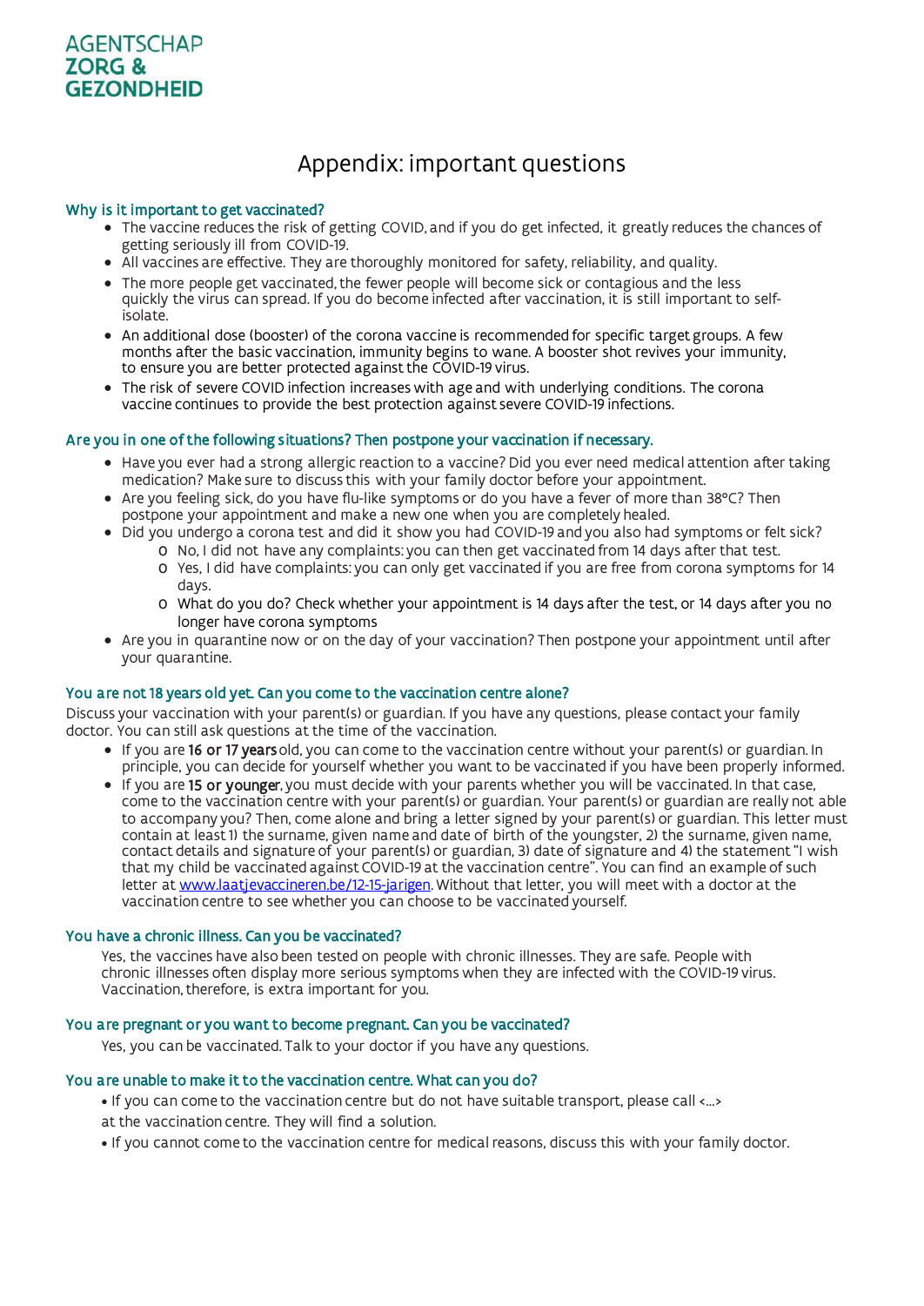AGENTSCHAP
ZORG &
GEZONDHEID

# Appendix: important questions

## Why is it important to get vaccinated?

- The vaccine reduces the risk of getting COVID, and if you do get infected, it greatly reduces the chances of getting seriously ill from COVID-19.
- All vaccines are effective. They are thoroughly monitored for safety, reliability, and quality.
- The more people get vaccinated, the fewer people will become sick or contagious and the less quickly the virus can spread. If you do become infected after vaccination, it is still important to self-isolate.
- An additional dose (booster) of the corona vaccine is recommended for specific target groups. A few months after the basic vaccination, immunity begins to wane. A booster shot revives your immunity, to ensure you are better protected against the COVID-19 virus.
- The risk of severe COVID infection increases with age and with underlying conditions. The corona vaccine continues to provide the best protection against severe COVID-19 infections.

## Are you in one of the following situations? Then postpone your vaccination if necessary.

- Have you ever had a strong allergic reaction to a vaccine? Did you ever need medical attention after taking medication? Make sure to discuss this with your family doctor before your appointment.
- Are you feeling sick, do you have flu-like symptoms or do you have a fever of more than 38°C? Then postpone your appointment and make a new one when you are completely healed.
- Did you undergo a corona test and did it show you had COVID-19 and you also had symptoms or felt sick?
  - No, I did not have any complaints: you can then get vaccinated from 14 days after that test.
  - Yes, I did have complaints: you can only get vaccinated if you are free from corona symptoms for 14 days.
  - What do you do? Check whether your appointment is 14 days after the test, or 14 days after you no longer have corona symptoms
- Are you in quarantine now or on the day of your vaccination? Then postpone your appointment until after your quarantine.

## You are not 18 years old yet. Can you come to the vaccination centre alone?

Discuss your vaccination with your parent(s) or guardian. If you have any questions, please contact your family doctor. You can still ask questions at the time of the vaccination.

- If you are **16 or 17 years** old, you can come to the vaccination centre without your parent(s) or guardian. In principle, you can decide for yourself whether you want to be vaccinated if you have been properly informed.
- If you are **15 or younger**, you must decide with your parents whether you will be vaccinated. In that case, come to the vaccination centre with your parent(s) or guardian. Your parent(s) or guardian are really not able to accompany you? Then, come alone and bring a letter signed by your parent(s) or guardian. This letter must contain at least 1) the surname, given name and date of birth of the youngster, 2) the surname, given name, contact details and signature of your parent(s) or guardian, 3) date of signature and 4) the statement "I wish that my child be vaccinated against COVID-19 at the vaccination centre". You can find an example of such letter at [www.laatjevaccineren.be/12-15-jarigen](www.laatjevaccineren.be/12-15-jarigen). Without that letter, you will meet with a doctor at the vaccination centre to see whether you can choose to be vaccinated yourself.

## You have a chronic illness. Can you be vaccinated?

Yes, the vaccines have also been tested on people with chronic illnesses. They are safe. People with chronic illnesses often display more serious symptoms when they are infected with the COVID-19 virus. Vaccination, therefore, is extra important for you.

## You are pregnant or you want to become pregnant. Can you be vaccinated?

Yes, you can be vaccinated. Talk to your doctor if you have any questions.

## You are unable to make it to the vaccination centre. What can you do?

- If you can come to the vaccination centre but do not have suitable transport, please call <…> at the vaccination centre. They will find a solution.
- If you cannot come to the vaccination centre for medical reasons, discuss this with your family doctor.